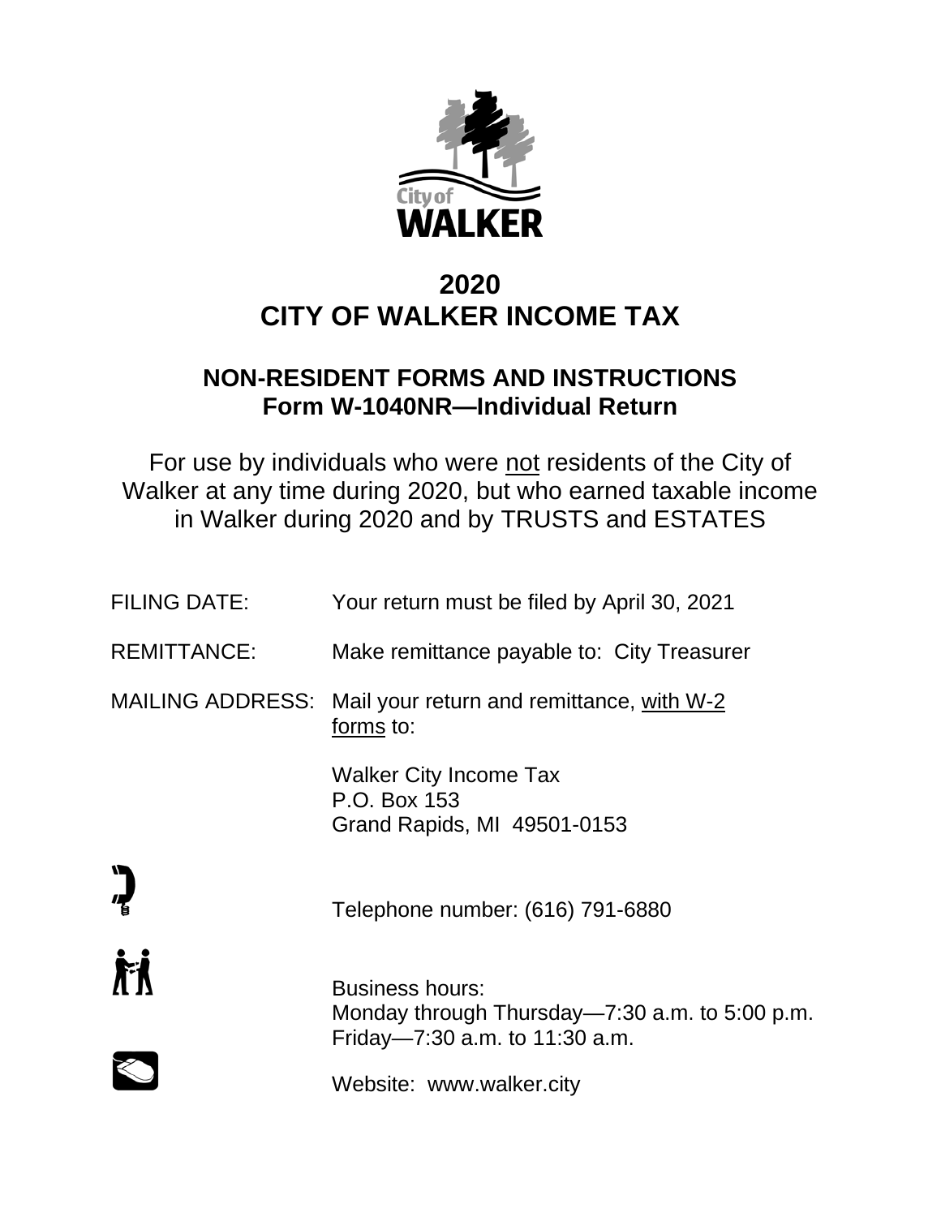# 2020
# CITY OF WALKER INCOME TAX

## NON-RESIDENT FORMS AND INSTRUCTIONS
## Form W-1040NR—Individual Return

For use by individuals who were not residents of the City of Walker at any time during 2020, but who earned taxable income in Walker during 2020 and by TRUSTS and ESTATES

FILING DATE: Your return must be filed by April 30, 2021

REMITTANCE: Make remittance payable to: City Treasurer

MAILING ADDRESS: Mail your return and remittance, with W-2 forms to:

Walker City Income Tax
P.O. Box 153
Grand Rapids, MI 49501-0153

Telephone number: (616) 791-6880

Business hours:
Monday through Thursday—7:30 a.m. to 5:00 p.m.
Friday—7:30 a.m. to 11:30 a.m.

Website: www.walker.city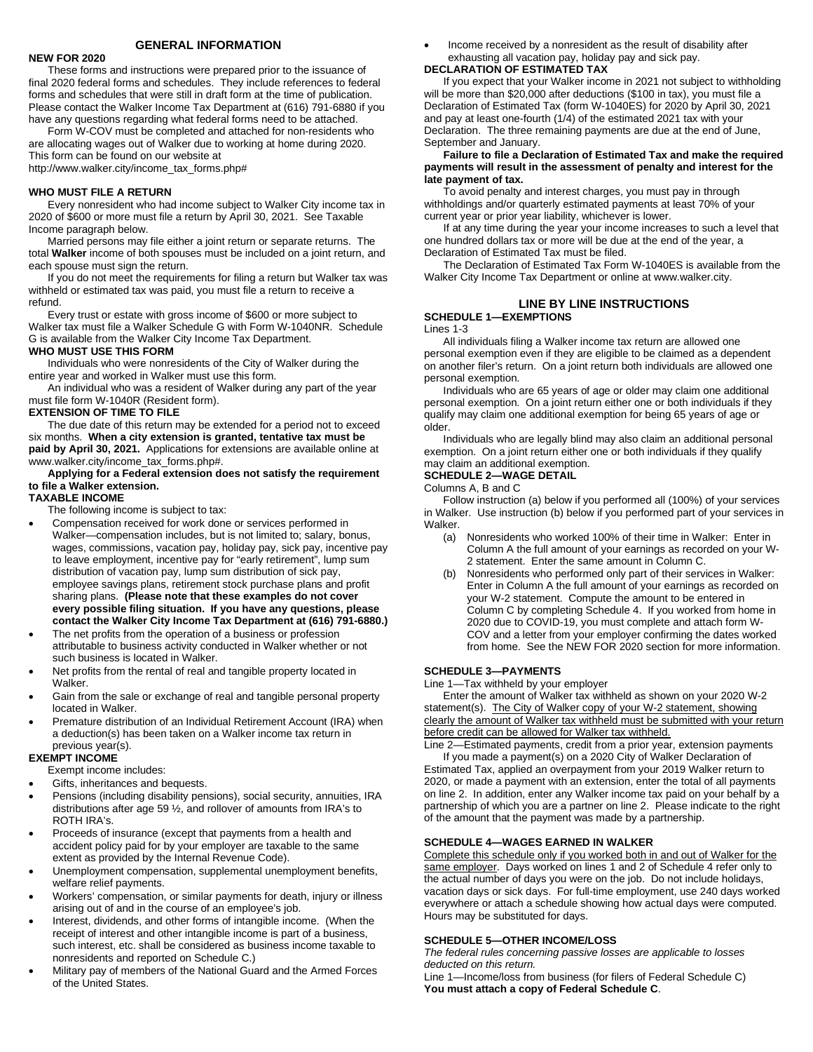## GENERAL INFORMATION

**NEW FOR 2020**

These forms and instructions were prepared prior to the issuance of final 2020 federal forms and schedules. They include references to federal forms and schedules that were still in draft form at the time of publication. Please contact the Walker Income Tax Department at (616) 791-6880 if you have any questions regarding what federal forms need to be attached.

Form W-COV must be completed and attached for non-residents who are allocating wages out of Walker due to working at home during 2020. This form can be found on our website at http://www.walker.city/income_tax_forms.php#

**WHO MUST FILE A RETURN**

Every nonresident who had income subject to Walker City income tax in 2020 of $600 or more must file a return by April 30, 2021. See Taxable Income paragraph below.

Married persons may file either a joint return or separate returns. The total **Walker** income of both spouses must be included on a joint return, and each spouse must sign the return.

If you do not meet the requirements for filing a return but Walker tax was withheld or estimated tax was paid, you must file a return to receive a refund.

Every trust or estate with gross income of $600 or more subject to Walker tax must file a Walker Schedule G with Form W-1040NR. Schedule G is available from the Walker City Income Tax Department.

**WHO MUST USE THIS FORM**

Individuals who were nonresidents of the City of Walker during the entire year and worked in Walker must use this form.

An individual who was a resident of Walker during any part of the year must file form W-1040R (Resident form).

**EXTENSION OF TIME TO FILE**

The due date of this return may be extended for a period not to exceed six months. **When a city extension is granted, tentative tax must be paid by April 30, 2021.** Applications for extensions are available online at www.walker.city/income_tax_forms.php#.

**Applying for a Federal extension does not satisfy the requirement to file a Walker extension.**

**TAXABLE INCOME**

The following income is subject to tax:

- Compensation received for work done or services performed in Walker—compensation includes, but is not limited to; salary, bonus, wages, commissions, vacation pay, holiday pay, sick pay, incentive pay to leave employment, incentive pay for "early retirement", lump sum distribution of vacation pay, lump sum distribution of sick pay, employee savings plans, retirement stock purchase plans and profit sharing plans. **(Please note that these examples do not cover every possible filing situation. If you have any questions, please contact the Walker City Income Tax Department at (616) 791-6880.)**
- The net profits from the operation of a business or profession attributable to business activity conducted in Walker whether or not such business is located in Walker.
- Net profits from the rental of real and tangible property located in Walker.
- Gain from the sale or exchange of real and tangible personal property located in Walker.
- Premature distribution of an Individual Retirement Account (IRA) when a deduction(s) has been taken on a Walker income tax return in previous year(s).

**EXEMPT INCOME**

Exempt income includes:

- Gifts, inheritances and bequests.
- Pensions (including disability pensions), social security, annuities, IRA distributions after age 59 ½, and rollover of amounts from IRA's to ROTH IRA's.
- Proceeds of insurance (except that payments from a health and accident policy paid for by your employer are taxable to the same extent as provided by the Internal Revenue Code).
- Unemployment compensation, supplemental unemployment benefits, welfare relief payments.
- Workers' compensation, or similar payments for death, injury or illness arising out of and in the course of an employee's job.
- Interest, dividends, and other forms of intangible income. (When the receipt of interest and other intangible income is part of a business, such interest, etc. shall be considered as business income taxable to nonresidents and reported on Schedule C.)
- Military pay of members of the National Guard and the Armed Forces of the United States.
- Income received by a nonresident as the result of disability after exhausting all vacation pay, holiday pay and sick pay.

**DECLARATION OF ESTIMATED TAX**

If you expect that your Walker income in 2021 not subject to withholding will be more than $20,000 after deductions ($100 in tax), you must file a Declaration of Estimated Tax (form W-1040ES) for 2020 by April 30, 2021 and pay at least one-fourth (1/4) of the estimated 2021 tax with your Declaration. The three remaining payments are due at the end of June, September and January.

**Failure to file a Declaration of Estimated Tax and make the required payments will result in the assessment of penalty and interest for the late payment of tax.**

To avoid penalty and interest charges, you must pay in through withholdings and/or quarterly estimated payments at least 70% of your current year or prior year liability, whichever is lower.

If at any time during the year your income increases to such a level that one hundred dollars tax or more will be due at the end of the year, a Declaration of Estimated Tax must be filed.

The Declaration of Estimated Tax Form W-1040ES is available from the Walker City Income Tax Department or online at www.walker.city.

## LINE BY LINE INSTRUCTIONS

**SCHEDULE 1—EXEMPTIONS**

Lines 1-3

All individuals filing a Walker income tax return are allowed one personal exemption even if they are eligible to be claimed as a dependent on another filer's return. On a joint return both individuals are allowed one personal exemption.

Individuals who are 65 years of age or older may claim one additional personal exemption. On a joint return either one or both individuals if they qualify may claim one additional exemption for being 65 years of age or older.

Individuals who are legally blind may also claim an additional personal exemption. On a joint return either one or both individuals if they qualify may claim an additional exemption.

**SCHEDULE 2—WAGE DETAIL**

Columns A, B and C

Follow instruction (a) below if you performed all (100%) of your services in Walker. Use instruction (b) below if you performed part of your services in Walker.

(a) Nonresidents who worked 100% of their time in Walker: Enter in Column A the full amount of your earnings as recorded on your W-2 statement. Enter the same amount in Column C.

(b) Nonresidents who performed only part of their services in Walker: Enter in Column A the full amount of your earnings as recorded on your W-2 statement. Compute the amount to be entered in Column C by completing Schedule 4. If you worked from home in 2020 due to COVID-19, you must complete and attach form W-COV and a letter from your employer confirming the dates worked from home. See the NEW FOR 2020 section for more information.

**SCHEDULE 3—PAYMENTS**

Line 1—Tax withheld by your employer

Enter the amount of Walker tax withheld as shown on your 2020 W-2 statement(s). The City of Walker copy of your W-2 statement, showing clearly the amount of Walker tax withheld must be submitted with your return before credit can be allowed for Walker tax withheld.

Line 2—Estimated payments, credit from a prior year, extension payments

If you made a payment(s) on a 2020 City of Walker Declaration of Estimated Tax, applied an overpayment from your 2019 Walker return to 2020, or made a payment with an extension, enter the total of all payments on line 2. In addition, enter any Walker income tax paid on your behalf by a partnership of which you are a partner on line 2. Please indicate to the right of the amount that the payment was made by a partnership.

**SCHEDULE 4—WAGES EARNED IN WALKER**

Complete this schedule only if you worked both in and out of Walker for the same employer. Days worked on lines 1 and 2 of Schedule 4 refer only to the actual number of days you were on the job. Do not include holidays, vacation days or sick days. For full-time employment, use 240 days worked everywhere or attach a schedule showing how actual days were computed. Hours may be substituted for days.

**SCHEDULE 5—OTHER INCOME/LOSS**

*The federal rules concerning passive losses are applicable to losses deducted on this return.*

Line 1—Income/loss from business (for filers of Federal Schedule C)

**You must attach a copy of Federal Schedule C**.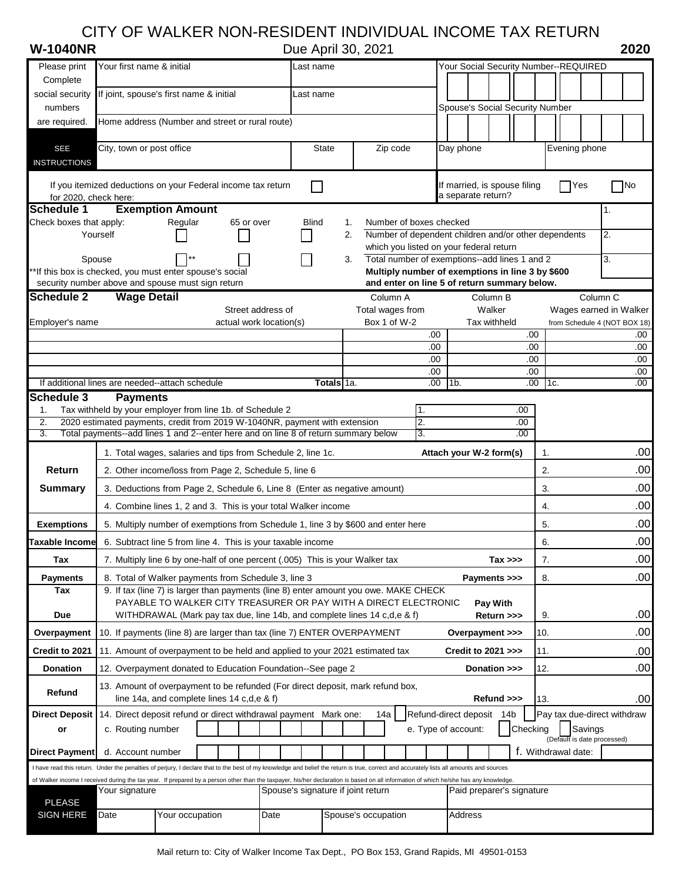# CITY OF WALKER NON-RESIDENT INDIVIDUAL INCOME TAX RETURN

**W-1040NR** — Due April 30, 2021 — **2020**

| Please print Complete social security numbers are required. SEE INSTRUCTIONS | | | | |
|---|---|---|---|---|
| Your first name & initial | Last name | | Your Social Security Number--REQUIRED | |
| If joint, spouse's first name & initial | Last name | | Spouse's Social Security Number | |
| Home address (Number and street or rural route) | | | | |
| City, town or post office | State | Zip code | Day phone | Evening phone |

If you itemized deductions on your Federal income tax return for 2020, check here: ☐

If married, is spouse filing a separate return? ☐ Yes ☐ No

## Schedule 1 Exemption Amount

Check boxes that apply:

| | Regular | 65 or over | Blind |
|---|---|---|---|
| Yourself | ☐ | ☐ | ☐ |
| Spouse | ☐ ** | ☐ | ☐ |

**If this box is checked, you must enter spouse's social security number above and spouse must sign return

| | | |
|---|---|---|
| 1. | Number of boxes checked | 1. |
| 2. | Number of dependent children and/or other dependents which you listed on your federal return | 2. |
| 3. | Total number of exemptions--add lines 1 and 2 | 3. |

**Multiply number of exemptions in line 3 by $600 and enter on line 5 of return summary below.**

## Schedule 2 Wage Detail

| Employer's name | Street address of actual work location(s) | Column A Total wages from Box 1 of W-2 | Column B Walker Tax withheld | Column C Wages earned in Walker from Schedule 4 (NOT BOX 18) |
|---|---|---|---|---|
| | | .00 | .00 | .00 |
| | | .00 | .00 | .00 |
| | | .00 | .00 | .00 |
| | | .00 | .00 | .00 |
| If additional lines are needed--attach schedule | **Totals** | 1a. .00 | 1b. .00 | 1c. .00 |

## Schedule 3 Payments

| | | | |
|---|---|---|---|
| 1. | Tax withheld by your employer from line 1b. of Schedule 2 | 1. | .00 |
| 2. | 2020 estimated payments, credit from 2019 W-1040NR, payment with extension | 2. | .00 |
| 3. | Total payments--add lines 1 and 2--enter here and on line 8 of return summary below | 3. | .00 |

| | | | |
|---|---|---|---|
| **Return Summary** | 1. Total wages, salaries and tips from Schedule 2, line 1c. **Attach your W-2 form(s)** | 1. | .00 |
| | 2. Other income/loss from Page 2, Schedule 5, line 6 | 2. | .00 |
| | 3. Deductions from Page 2, Schedule 6, Line 8 (Enter as negative amount) | 3. | .00 |
| | 4. Combine lines 1, 2 and 3. This is your total Walker income | 4. | .00 |
| **Exemptions** | 5. Multiply number of exemptions from Schedule 1, line 3 by $600 and enter here | 5. | .00 |
| **Taxable Income** | 6. Subtract line 5 from line 4. This is your taxable income | 6. | .00 |
| **Tax** | 7. Multiply line 6 by one-half of one percent (.005) This is your Walker tax **Tax >>>** | 7. | .00 |
| **Payments** | 8. Total of Walker payments from Schedule 3, line 3 **Payments >>>** | 8. | .00 |
| **Tax Due** | 9. If tax (line 7) is larger than payments (line 8) enter amount you owe. MAKE CHECK PAYABLE TO WALKER CITY TREASURER OR PAY WITH A DIRECT ELECTRONIC WITHDRAWAL (Mark pay tax due, line 14b, and complete lines 14 c,d,e & f) **Pay With Return >>>** | 9. | .00 |
| **Overpayment** | 10. If payments (line 8) are larger than tax (line 7) ENTER OVERPAYMENT **Overpayment >>>** | 10. | .00 |
| **Credit to 2021** | 11. Amount of overpayment to be held and applied to your 2021 estimated tax **Credit to 2021 >>>** | 11. | .00 |
| **Donation** | 12. Overpayment donated to Education Foundation--See page 2 **Donation >>>** | 12. | .00 |
| **Refund** | 13. Amount of overpayment to be refunded (For direct deposit, mark refund box, line 14a, and complete lines 14 c,d,e & f) **Refund >>>** | 13. | .00 |

**Direct Deposit or Direct Payment**

14. Direct deposit refund or direct withdrawal payment Mark one: 14a ☐ Refund-direct deposit 14b ☐ Pay tax due-direct withdraw

c. Routing number ☐☐☐☐☐☐☐☐☐ e. Type of account: ☐ Checking ☐ Savings (Default is date processed)

d. Account number ☐☐☐☐☐☐☐☐☐☐☐☐☐☐☐☐☐ f. Withdrawal date:

I have read this return. Under the penalties of perjury, I declare that to the best of my knowledge and belief the return is true, correct and accurately lists all amounts and sources of Walker income I received during the tax year. If prepared by a person other than the taxpayer, his/her declaration is based on all information of which he/she has any knowledge.

| PLEASE SIGN HERE | | | | |
|---|---|---|---|---|
| Your signature | | Spouse's signature if joint return | | Paid preparer's signature |
| Date | Your occupation | Date | Spouse's occupation | Address |

Mail return to: City of Walker Income Tax Dept., PO Box 153, Grand Rapids, MI 49501-0153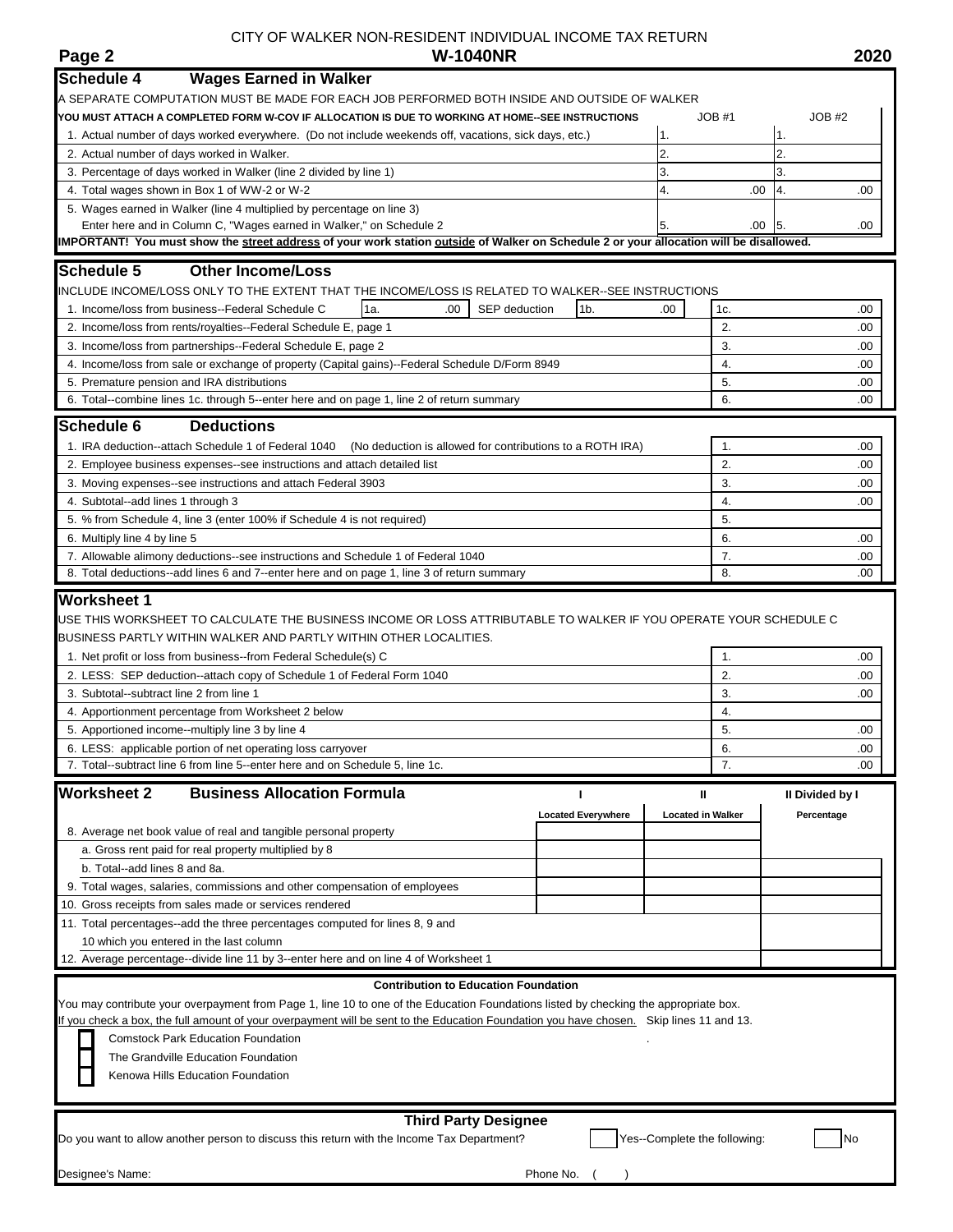CITY OF WALKER NON-RESIDENT INDIVIDUAL INCOME TAX RETURN

**Page 2** **W-1040NR** **2020**

## Schedule 4 Wages Earned in Walker

A SEPARATE COMPUTATION MUST BE MADE FOR EACH JOB PERFORMED BOTH INSIDE AND OUTSIDE OF WALKER

**YOU MUST ATTACH A COMPLETED FORM W-COV IF ALLOCATION IS DUE TO WORKING AT HOME--SEE INSTRUCTIONS**

| | JOB #1 | JOB #2 |
|---|---|---|
| 1. Actual number of days worked everywhere. (Do not include weekends off, vacations, sick days, etc.) | 1. | 1. |
| 2. Actual number of days worked in Walker. | 2. | 2. |
| 3. Percentage of days worked in Walker (line 2 divided by line 1) | 3. | 3. |
| 4. Total wages shown in Box 1 of WW-2 or W-2 | 4. .00 | 4. .00 |
| 5. Wages earned in Walker (line 4 multiplied by percentage on line 3) Enter here and in Column C, "Wages earned in Walker," on Schedule 2 | 5. .00 | 5. .00 |

**IMPORTANT! You must show the street address of your work station outside of Walker on Schedule 2 or your allocation will be disallowed.**

## Schedule 5 Other Income/Loss

INCLUDE INCOME/LOSS ONLY TO THE EXTENT THAT THE INCOME/LOSS IS RELATED TO WALKER--SEE INSTRUCTIONS

| | | |
|---|---|---|
| 1. Income/loss from business--Federal Schedule C 1a. .00 SEP deduction 1b. .00 | 1c. | .00 |
| 2. Income/loss from rents/royalties--Federal Schedule E, page 1 | 2. | .00 |
| 3. Income/loss from partnerships--Federal Schedule E, page 2 | 3. | .00 |
| 4. Income/loss from sale or exchange of property (Capital gains)--Federal Schedule D/Form 8949 | 4. | .00 |
| 5. Premature pension and IRA distributions | 5. | .00 |
| 6. Total--combine lines 1c. through 5--enter here and on page 1, line 2 of return summary | 6. | .00 |

## Schedule 6 Deductions

| | | |
|---|---|---|
| 1. IRA deduction--attach Schedule 1 of Federal 1040 (No deduction is allowed for contributions to a ROTH IRA) | 1. | .00 |
| 2. Employee business expenses--see instructions and attach detailed list | 2. | .00 |
| 3. Moving expenses--see instructions and attach Federal 3903 | 3. | .00 |
| 4. Subtotal--add lines 1 through 3 | 4. | .00 |
| 5. % from Schedule 4, line 3 (enter 100% if Schedule 4 is not required) | 5. | |
| 6. Multiply line 4 by line 5 | 6. | .00 |
| 7. Allowable alimony deductions--see instructions and Schedule 1 of Federal 1040 | 7. | .00 |
| 8. Total deductions--add lines 6 and 7--enter here and on page 1, line 3 of return summary | 8. | .00 |

## Worksheet 1

USE THIS WORKSHEET TO CALCULATE THE BUSINESS INCOME OR LOSS ATTRIBUTABLE TO WALKER IF YOU OPERATE YOUR SCHEDULE C BUSINESS PARTLY WITHIN WALKER AND PARTLY WITHIN OTHER LOCALITIES.

| | | |
|---|---|---|
| 1. Net profit or loss from business--from Federal Schedule(s) C | 1. | .00 |
| 2. LESS: SEP deduction--attach copy of Schedule 1 of Federal Form 1040 | 2. | .00 |
| 3. Subtotal--subtract line 2 from line 1 | 3. | .00 |
| 4. Apportionment percentage from Worksheet 2 below | 4. | |
| 5. Apportioned income--multiply line 3 by line 4 | 5. | .00 |
| 6. LESS: applicable portion of net operating loss carryover | 6. | .00 |
| 7. Total--subtract line 6 from line 5--enter here and on Schedule 5, line 1c. | 7. | .00 |

## Worksheet 2 Business Allocation Formula

| | I Located Everywhere | II Located in Walker | II Divided by I Percentage |
|---|---|---|---|
| 8. Average net book value of real and tangible personal property | | | |
| a. Gross rent paid for real property multiplied by 8 | | | |
| b. Total--add lines 8 and 8a. | | | |
| 9. Total wages, salaries, commissions and other compensation of employees | | | |
| 10. Gross receipts from sales made or services rendered | | | |
| 11. Total percentages--add the three percentages computed for lines 8, 9 and 10 which you entered in the last column | | | |
| 12. Average percentage--divide line 11 by 3--enter here and on line 4 of Worksheet 1 | | | |

**Contribution to Education Foundation**

You may contribute your overpayment from Page 1, line 10 to one of the Education Foundations listed by checking the appropriate box.

If you check a box, the full amount of your overpayment will be sent to the Education Foundation you have chosen. Skip lines 11 and 13.

- ☐ Comstock Park Education Foundation
- ☐ The Grandville Education Foundation
- ☐ Kenowa Hills Education Foundation

**Third Party Designee**

Do you want to allow another person to discuss this return with the Income Tax Department? ☐ Yes--Complete the following: ☐ No

Designee's Name: Phone No. ( )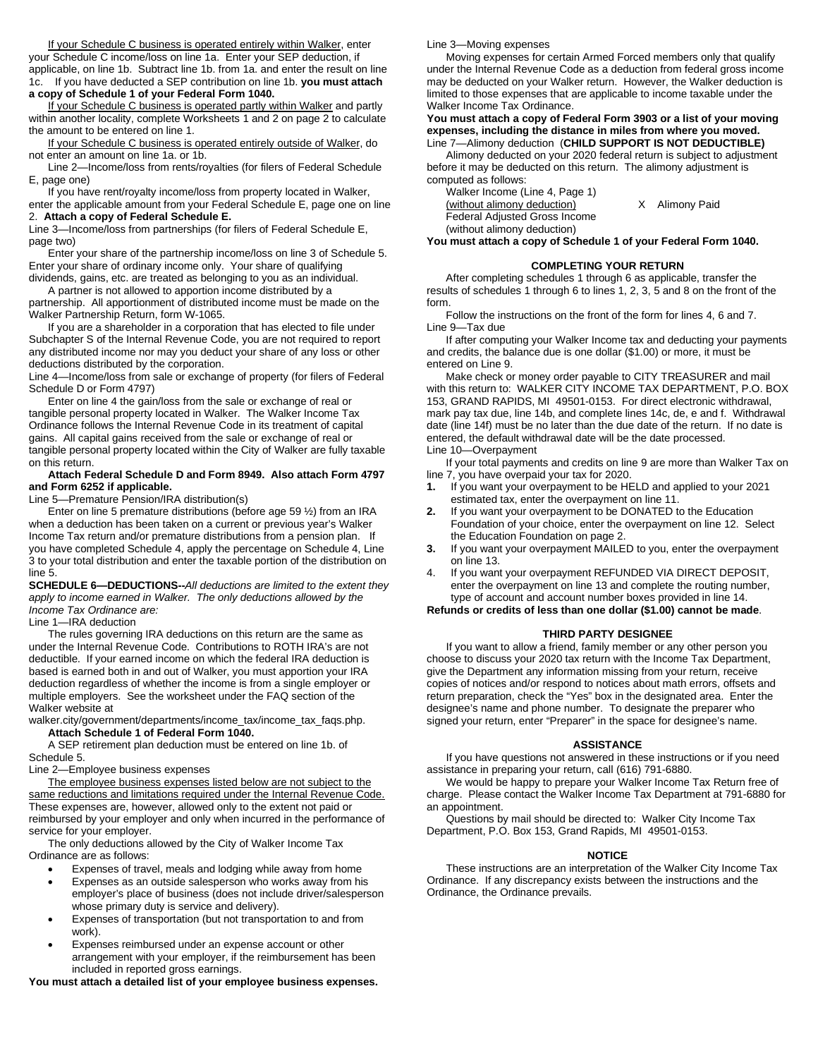If your Schedule C business is operated entirely within Walker, enter your Schedule C income/loss on line 1a. Enter your SEP deduction, if applicable, on line 1b. Subtract line 1b. from 1a. and enter the result on line 1c. If you have deducted a SEP contribution on line 1b. **you must attach a copy of Schedule 1 of your Federal Form 1040.**

If your Schedule C business is operated partly within Walker and partly within another locality, complete Worksheets 1 and 2 on page 2 to calculate the amount to be entered on line 1.

If your Schedule C business is operated entirely outside of Walker, do not enter an amount on line 1a. or 1b.

Line 2—Income/loss from rents/royalties (for filers of Federal Schedule E, page one)

If you have rent/royalty income/loss from property located in Walker, enter the applicable amount from your Federal Schedule E, page one on line 2. **Attach a copy of Federal Schedule E.**

Line 3—Income/loss from partnerships (for filers of Federal Schedule E, page two)

Enter your share of the partnership income/loss on line 3 of Schedule 5. Enter your share of ordinary income only. Your share of qualifying dividends, gains, etc. are treated as belonging to you as an individual.

A partner is not allowed to apportion income distributed by a partnership. All apportionment of distributed income must be made on the Walker Partnership Return, form W-1065.

If you are a shareholder in a corporation that has elected to file under Subchapter S of the Internal Revenue Code, you are not required to report any distributed income nor may you deduct your share of any loss or other deductions distributed by the corporation.

Line 4—Income/loss from sale or exchange of property (for filers of Federal Schedule D or Form 4797)

Enter on line 4 the gain/loss from the sale or exchange of real or tangible personal property located in Walker. The Walker Income Tax Ordinance follows the Internal Revenue Code in its treatment of capital gains. All capital gains received from the sale or exchange of real or tangible personal property located within the City of Walker are fully taxable on this return.

**Attach Federal Schedule D and Form 8949. Also attach Form 4797 and Form 6252 if applicable.**

Line 5—Premature Pension/IRA distribution(s)

Enter on line 5 premature distributions (before age 59 ½) from an IRA when a deduction has been taken on a current or previous year's Walker Income Tax return and/or premature distributions from a pension plan. If you have completed Schedule 4, apply the percentage on Schedule 4, Line 3 to your total distribution and enter the taxable portion of the distribution on line 5.

**SCHEDULE 6—DEDUCTIONS--***All deductions are limited to the extent they apply to income earned in Walker. The only deductions allowed by the Income Tax Ordinance are:*

Line 1—IRA deduction

The rules governing IRA deductions on this return are the same as under the Internal Revenue Code. Contributions to ROTH IRA's are not deductible. If your earned income on which the federal IRA deduction is based is earned both in and out of Walker, you must apportion your IRA deduction regardless of whether the income is from a single employer or multiple employers. See the worksheet under the FAQ section of the Walker website at walker.city/government/departments/income_tax/income_tax_faqs.php.

**Attach Schedule 1 of Federal Form 1040.**

A SEP retirement plan deduction must be entered on line 1b. of Schedule 5.

Line 2—Employee business expenses

The employee business expenses listed below are not subject to the same reductions and limitations required under the Internal Revenue Code. These expenses are, however, allowed only to the extent not paid or reimbursed by your employer and only when incurred in the performance of service for your employer.

The only deductions allowed by the City of Walker Income Tax Ordinance are as follows:

- Expenses of travel, meals and lodging while away from home
- Expenses as an outside salesperson who works away from his employer's place of business (does not include driver/salesperson whose primary duty is service and delivery).
- Expenses of transportation (but not transportation to and from work).
- Expenses reimbursed under an expense account or other arrangement with your employer, if the reimbursement has been included in reported gross earnings.

**You must attach a detailed list of your employee business expenses.**

Line 3—Moving expenses

Moving expenses for certain Armed Forced members only that qualify under the Internal Revenue Code as a deduction from federal gross income may be deducted on your Walker return. However, the Walker deduction is limited to those expenses that are applicable to income taxable under the Walker Income Tax Ordinance.

**You must attach a copy of Federal Form 3903 or a list of your moving expenses, including the distance in miles from where you moved.**

Line 7—Alimony deduction (**CHILD SUPPORT IS NOT DEDUCTIBLE)**

Alimony deducted on your 2020 federal return is subject to adjustment before it may be deducted on this return. The alimony adjustment is computed as follows:

Walker Income (Line 4, Page 1) (without alimony deduction) X Alimony Paid
Federal Adjusted Gross Income (without alimony deduction)

**You must attach a copy of Schedule 1 of your Federal Form 1040.**

## COMPLETING YOUR RETURN

After completing schedules 1 through 6 as applicable, transfer the results of schedules 1 through 6 to lines 1, 2, 3, 5 and 8 on the front of the form.

Follow the instructions on the front of the form for lines 4, 6 and 7.

Line 9—Tax due

If after computing your Walker Income tax and deducting your payments and credits, the balance due is one dollar ($1.00) or more, it must be entered on Line 9.

Make check or money order payable to CITY TREASURER and mail with this return to: WALKER CITY INCOME TAX DEPARTMENT, P.O. BOX 153, GRAND RAPIDS, MI 49501-0153. For direct electronic withdrawal, mark pay tax due, line 14b, and complete lines 14c, de, e and f. Withdrawal date (line 14f) must be no later than the due date of the return. If no date is entered, the default withdrawal date will be the date processed.

Line 10—Overpayment

If your total payments and credits on line 9 are more than Walker Tax on line 7, you have overpaid your tax for 2020.

1. If you want your overpayment to be HELD and applied to your 2021 estimated tax, enter the overpayment on line 11.
2. If you want your overpayment to be DONATED to the Education Foundation of your choice, enter the overpayment on line 12. Select the Education Foundation on page 2.
3. If you want your overpayment MAILED to you, enter the overpayment on line 13.
4. If you want your overpayment REFUNDED VIA DIRECT DEPOSIT, enter the overpayment on line 13 and complete the routing number, type of account and account number boxes provided in line 14.

**Refunds or credits of less than one dollar ($1.00) cannot be made**.

## THIRD PARTY DESIGNEE

If you want to allow a friend, family member or any other person you choose to discuss your 2020 tax return with the Income Tax Department, give the Department any information missing from your return, receive copies of notices and/or respond to notices about math errors, offsets and return preparation, check the "Yes" box in the designated area. Enter the designee's name and phone number. To designate the preparer who signed your return, enter "Preparer" in the space for designee's name.

## ASSISTANCE

If you have questions not answered in these instructions or if you need assistance in preparing your return, call (616) 791-6880.

We would be happy to prepare your Walker Income Tax Return free of charge. Please contact the Walker Income Tax Department at 791-6880 for an appointment.

Questions by mail should be directed to: Walker City Income Tax Department, P.O. Box 153, Grand Rapids, MI 49501-0153.

## NOTICE

These instructions are an interpretation of the Walker City Income Tax Ordinance. If any discrepancy exists between the instructions and the Ordinance, the Ordinance prevails.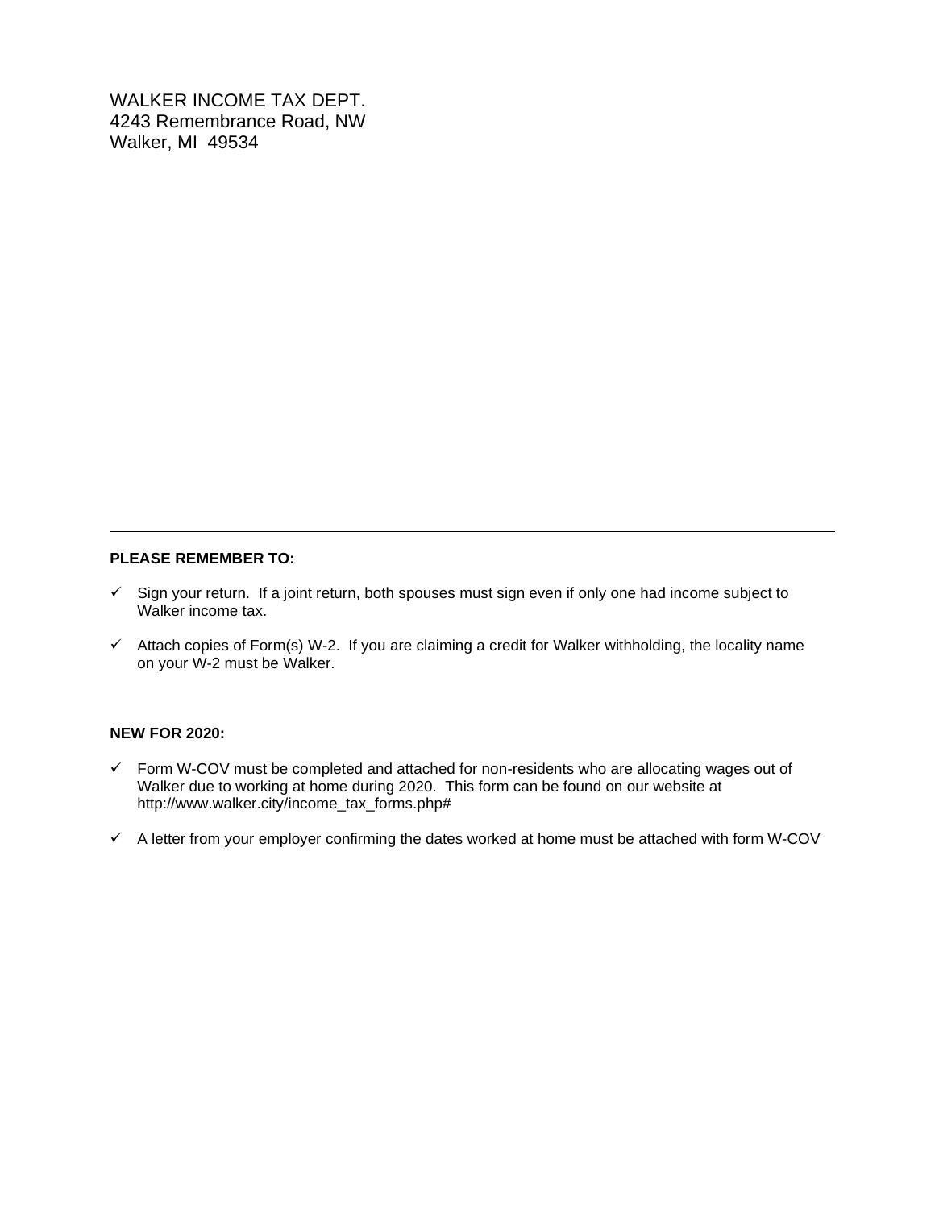WALKER INCOME TAX DEPT.
4243 Remembrance Road, NW
Walker, MI  49534

---

**PLEASE REMEMBER TO:**

- ✓ Sign your return. If a joint return, both spouses must sign even if only one had income subject to Walker income tax.
- ✓ Attach copies of Form(s) W-2. If you are claiming a credit for Walker withholding, the locality name on your W-2 must be Walker.

**NEW FOR 2020:**

- ✓ Form W-COV must be completed and attached for non-residents who are allocating wages out of Walker due to working at home during 2020. This form can be found on our website at http://www.walker.city/income_tax_forms.php#
- ✓ A letter from your employer confirming the dates worked at home must be attached with form W-COV